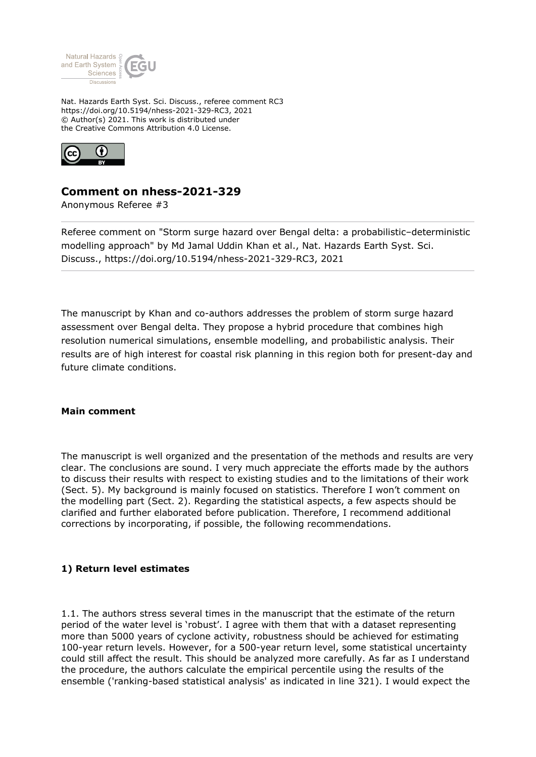Nat. Hazards Earth Syst. Sci. Discuss., referee comment RC3
https://doi.org/10.5194/nhess-2021-329-RC3, 2021
© Author(s) 2021. This work is distributed under
the Creative Commons Attribution 4.0 License.

## Comment on nhess-2021-329

Anonymous Referee #3

Referee comment on "Storm surge hazard over Bengal delta: a probabilistic–deterministic modelling approach" by Md Jamal Uddin Khan et al., Nat. Hazards Earth Syst. Sci. Discuss., https://doi.org/10.5194/nhess-2021-329-RC3, 2021

The manuscript by Khan and co-authors addresses the problem of storm surge hazard assessment over Bengal delta. They propose a hybrid procedure that combines high resolution numerical simulations, ensemble modelling, and probabilistic analysis. Their results are of high interest for coastal risk planning in this region both for present-day and future climate conditions.

**Main comment**

The manuscript is well organized and the presentation of the methods and results are very clear. The conclusions are sound. I very much appreciate the efforts made by the authors to discuss their results with respect to existing studies and to the limitations of their work (Sect. 5). My background is mainly focused on statistics. Therefore I won't comment on the modelling part (Sect. 2). Regarding the statistical aspects, a few aspects should be clarified and further elaborated before publication. Therefore, I recommend additional corrections by incorporating, if possible, the following recommendations.

**1) Return level estimates**

1.1. The authors stress several times in the manuscript that the estimate of the return period of the water level is 'robust'. I agree with them that with a dataset representing more than 5000 years of cyclone activity, robustness should be achieved for estimating 100-year return levels. However, for a 500-year return level, some statistical uncertainty could still affect the result. This should be analyzed more carefully. As far as I understand the procedure, the authors calculate the empirical percentile using the results of the ensemble ('ranking-based statistical analysis' as indicated in line 321). I would expect the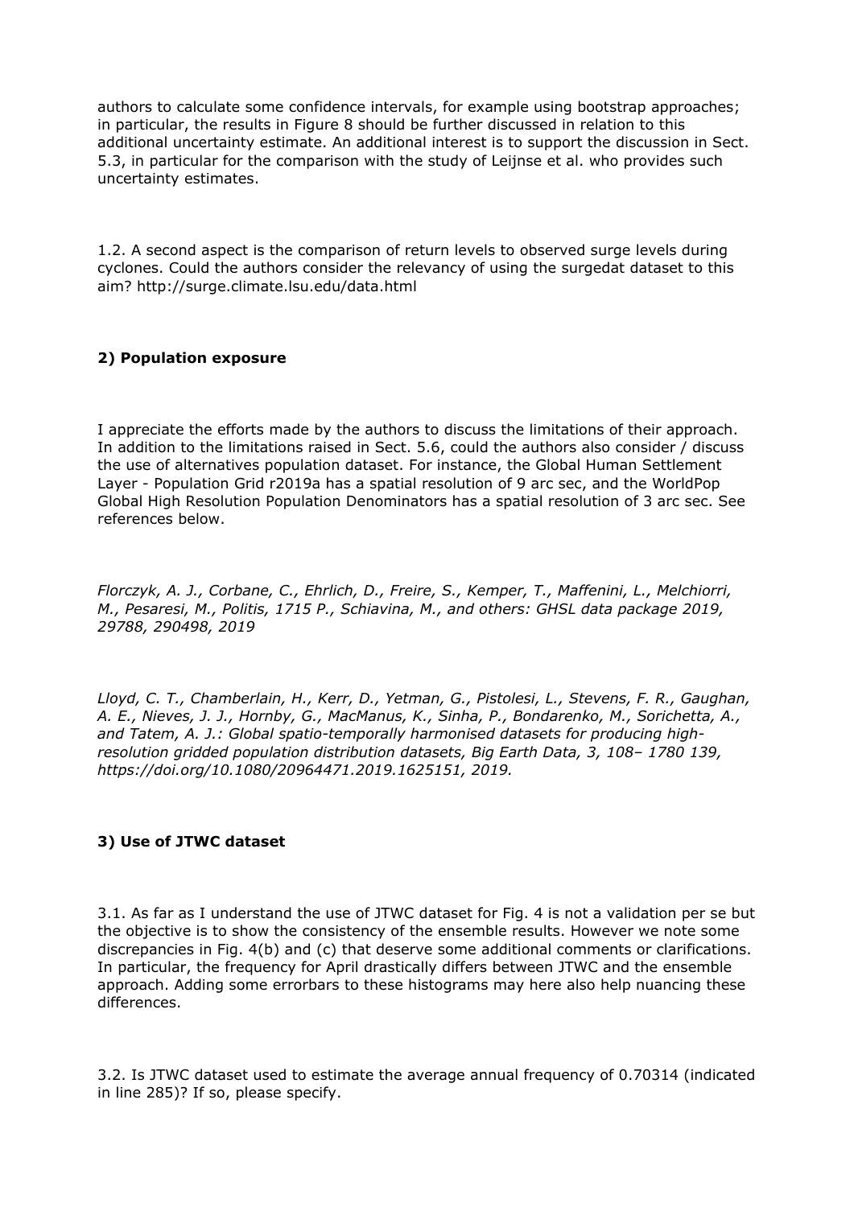authors to calculate some confidence intervals, for example using bootstrap approaches; in particular, the results in Figure 8 should be further discussed in relation to this additional uncertainty estimate. An additional interest is to support the discussion in Sect. 5.3, in particular for the comparison with the study of Leijnse et al. who provides such uncertainty estimates.

1.2. A second aspect is the comparison of return levels to observed surge levels during cyclones. Could the authors consider the relevancy of using the surgedat dataset to this aim? http://surge.climate.lsu.edu/data.html

**2) Population exposure**

I appreciate the efforts made by the authors to discuss the limitations of their approach. In addition to the limitations raised in Sect. 5.6, could the authors also consider / discuss the use of alternatives population dataset. For instance, the Global Human Settlement Layer - Population Grid r2019a has a spatial resolution of 9 arc sec, and the WorldPop Global High Resolution Population Denominators has a spatial resolution of 3 arc sec. See references below.

*Florczyk, A. J., Corbane, C., Ehrlich, D., Freire, S., Kemper, T., Maffenini, L., Melchiorri, M., Pesaresi, M., Politis, 1715 P., Schiavina, M., and others: GHSL data package 2019, 29788, 290498, 2019*

*Lloyd, C. T., Chamberlain, H., Kerr, D., Yetman, G., Pistolesi, L., Stevens, F. R., Gaughan, A. E., Nieves, J. J., Hornby, G., MacManus, K., Sinha, P., Bondarenko, M., Sorichetta, A., and Tatem, A. J.: Global spatio-temporally harmonised datasets for producing high-resolution gridded population distribution datasets, Big Earth Data, 3, 108– 1780 139, https://doi.org/10.1080/20964471.2019.1625151, 2019.*

**3) Use of JTWC dataset**

3.1. As far as I understand the use of JTWC dataset for Fig. 4 is not a validation per se but the objective is to show the consistency of the ensemble results. However we note some discrepancies in Fig. 4(b) and (c) that deserve some additional comments or clarifications. In particular, the frequency for April drastically differs between JTWC and the ensemble approach. Adding some errorbars to these histograms may here also help nuancing these differences.

3.2. Is JTWC dataset used to estimate the average annual frequency of 0.70314 (indicated in line 285)? If so, please specify.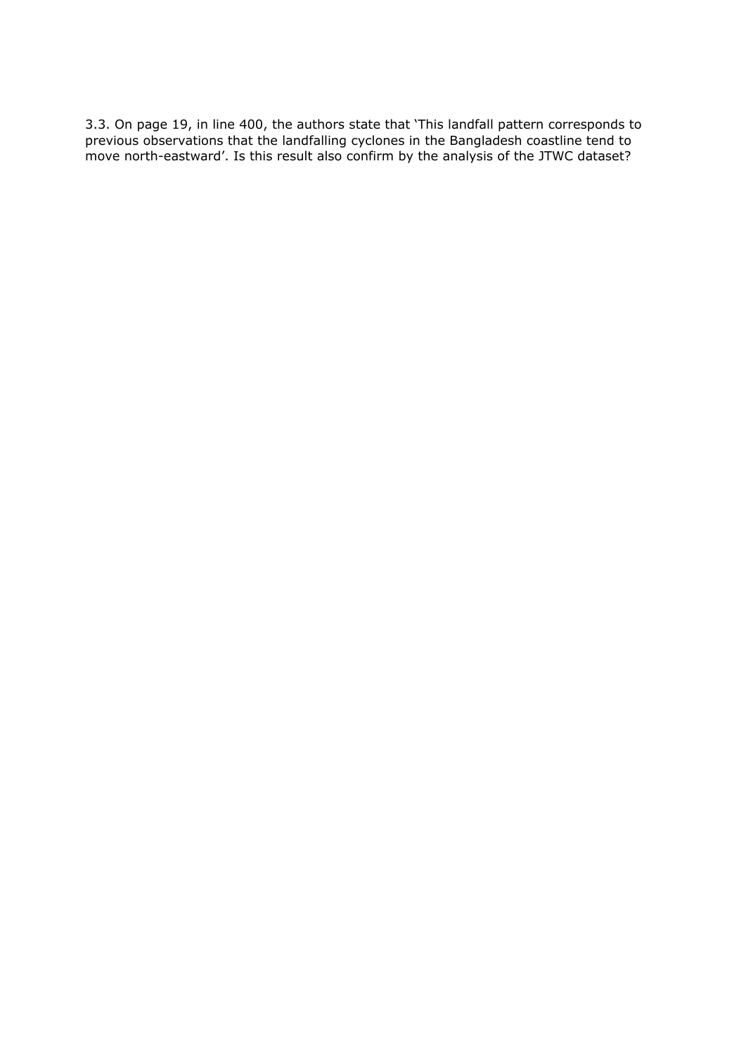3.3. On page 19, in line 400, the authors state that 'This landfall pattern corresponds to previous observations that the landfalling cyclones in the Bangladesh coastline tend to move north-eastward'. Is this result also confirm by the analysis of the JTWC dataset?